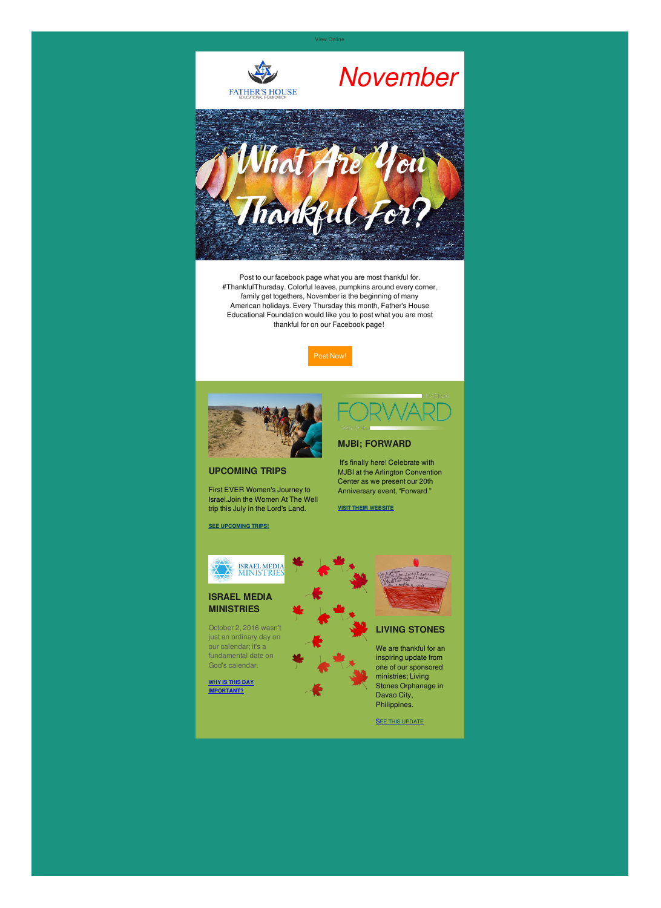View Online

FATHER'S HOUSE
EDUCATIONAL FOUNDATION

# November

What Are You Thankful For?

Post to our facebook page what you are most thankful for. #ThankfulThursday. Colorful leaves, pumpkins around every corner, family get togethers, November is the beginning of many American holidays. Every Thursday this month, Father's House Educational Foundation would like you to post what you are most thankful for on our Facebook page!

Post Now!

### UPCOMING TRIPS

First EVER Women's Journey to Israel.Join the Women At The Well trip this July in the Lord's Land.

**SEE UPCOMING TRIPS!**

### MJBI; FORWARD

It's finally here! Celebrate with MJBI at the Arlington Convention Center as we present our 20th Anniversary event, "Forward."

**VISIT THEIR WEBSITE**

### ISRAEL MEDIA MINISTRIES

October 2, 2016 wasn't just an ordinary day on our calendar; it's a fundamental date on God's calendar.

**WHY IS THIS DAY IMPORTANT?**

### LIVING STONES

We are thankful for an inspiring update from one of our sponsored ministries; Living Stones Orphanage in Davao City, Philippines.

SEE THIS UPDATE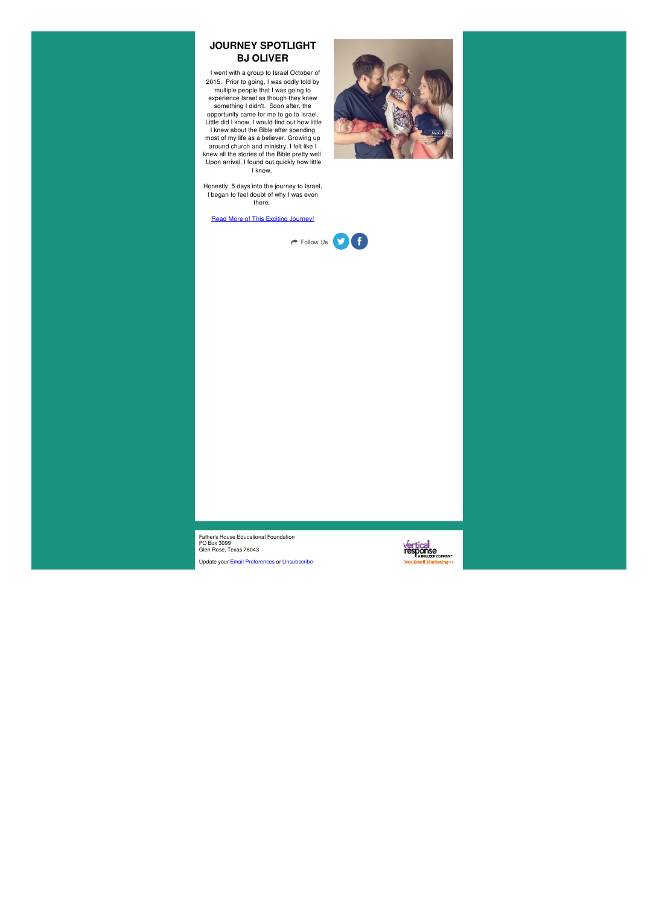## JOURNEY SPOTLIGHT
## BJ OLIVER

I went with a group to Israel October of 2015. Prior to going, I was oddly told by multiple people that I was going to experience Israel as though they knew something I didn't. Soon after, the opportunity came for me to go to Israel. Little did I know, I would find out how little I knew about the Bible after spending most of my life as a believer. Growing up around church and ministry, I felt like I knew all the stories of the Bible pretty well. Upon arrival, I found out quickly how little I knew.

Honestly, 5 days into the journey to Israel, I began to feel doubt of why I was even there.

Read More of This Exciting Journey!

Follow Us

Father's House Educational Foundation
PO Box 3099
Glen Rose, Texas 76043

Update your Email Preferences or Unsubscribe